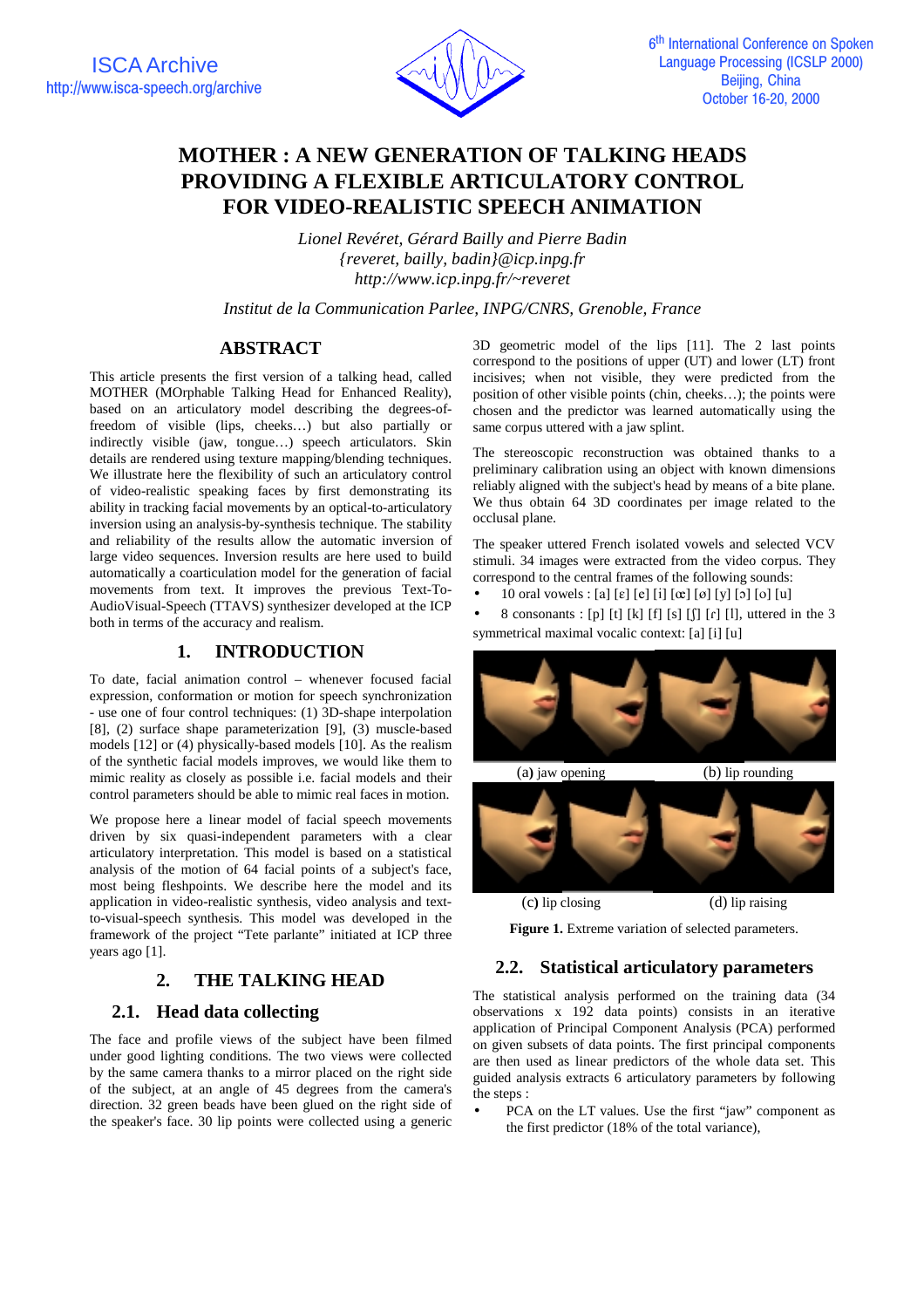# MOTHER : A NEW GENERATION OF TALKING HEADS PROVIDING A FLEXIBLE ARTICULATORY CONTROL FOR VIDEO-REALISTIC SPEECH ANIMATION

*Lionel Revéret, Gérard Bailly and Pierre Badin*
*{reveret, bailly, badin}@icp.inpg.fr*
*http://www.icp.inpg.fr/~reveret*

*Institut de la Communication Parlee, INPG/CNRS, Grenoble, France*

## ABSTRACT

This article presents the first version of a talking head, called MOTHER (MOrphable Talking Head for Enhanced Reality), based on an articulatory model describing the degrees-of-freedom of visible (lips, cheeks…) but also partially or indirectly visible (jaw, tongue…) speech articulators. Skin details are rendered using texture mapping/blending techniques. We illustrate here the flexibility of such an articulatory control of video-realistic speaking faces by first demonstrating its ability in tracking facial movements by an optical-to-articulatory inversion using an analysis-by-synthesis technique. The stability and reliability of the results allow the automatic inversion of large video sequences. Inversion results are here used to build automatically a coarticulation model for the generation of facial movements from text. It improves the previous Text-To-AudioVisual-Speech (TTAVS) synthesizer developed at the ICP both in terms of the accuracy and realism.

## 1. INTRODUCTION

To date, facial animation control – whenever focused facial expression, conformation or motion for speech synchronization - use one of four control techniques: (1) 3D-shape interpolation [8], (2) surface shape parameterization [9], (3) muscle-based models [12] or (4) physically-based models [10]. As the realism of the synthetic facial models improves, we would like them to mimic reality as closely as possible i.e. facial models and their control parameters should be able to mimic real faces in motion.

We propose here a linear model of facial speech movements driven by six quasi-independent parameters with a clear articulatory interpretation. This model is based on a statistical analysis of the motion of 64 facial points of a subject's face, most being fleshpoints. We describe here the model and its application in video-realistic synthesis, video analysis and text-to-visual-speech synthesis. This model was developed in the framework of the project "Tete parlante" initiated at ICP three years ago [1].

## 2. THE TALKING HEAD

### 2.1. Head data collecting

The face and profile views of the subject have been filmed under good lighting conditions. The two views were collected by the same camera thanks to a mirror placed on the right side of the subject, at an angle of 45 degrees from the camera's direction. 32 green beads have been glued on the right side of the speaker's face. 30 lip points were collected using a generic 3D geometric model of the lips [11]. The 2 last points correspond to the positions of upper (UT) and lower (LT) front incisives; when not visible, they were predicted from the position of other visible points (chin, cheeks…); the points were chosen and the predictor was learned automatically using the same corpus uttered with a jaw splint.

The stereoscopic reconstruction was obtained thanks to a preliminary calibration using an object with known dimensions reliably aligned with the subject's head by means of a bite plane. We thus obtain 64 3D coordinates per image related to the occlusal plane.

The speaker uttered French isolated vowels and selected VCV stimuli. 34 images were extracted from the video corpus. They correspond to the central frames of the following sounds:

- 10 oral vowels : [a] [ɛ] [e] [i] [œ] [ø] [y] [ɔ] [o] [u]
- 8 consonants : [p] [t] [k] [f] [s] [ʃ] [ɾ] [l], uttered in the 3 symmetrical maximal vocalic context: [a] [i] [u]

(a) jaw opening (b) lip rounding

(c) lip closing (d) lip raising

**Figure 1.** Extreme variation of selected parameters.

### 2.2. Statistical articulatory parameters

The statistical analysis performed on the training data (34 observations x 192 data points) consists in an iterative application of Principal Component Analysis (PCA) performed on given subsets of data points. The first principal components are then used as linear predictors of the whole data set. This guided analysis extracts 6 articulatory parameters by following the steps :

- PCA on the LT values. Use the first "jaw" component as the first predictor (18% of the total variance),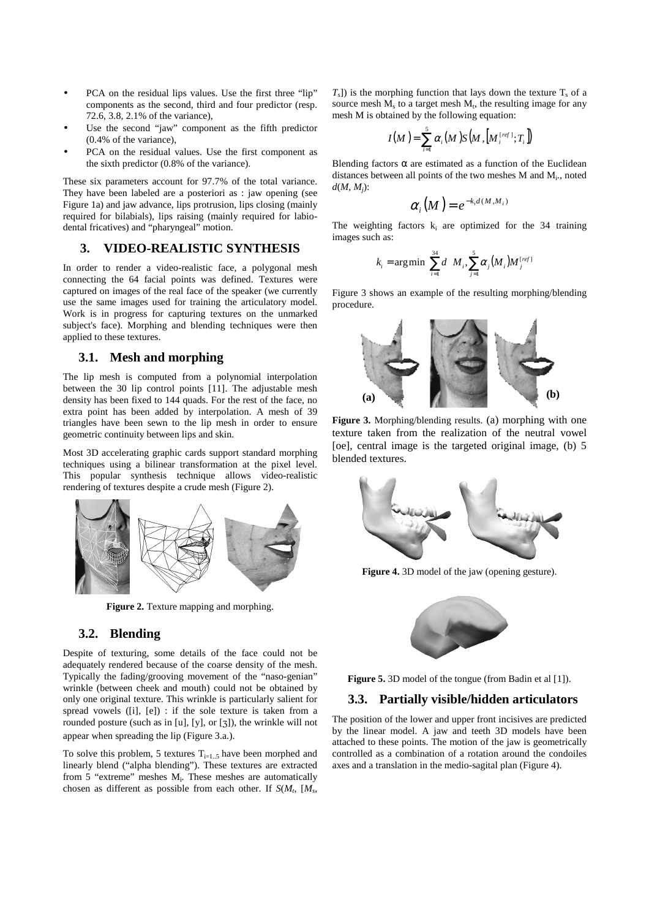- PCA on the residual lips values. Use the first three "lip" components as the second, third and four predictor (resp. 72.6, 3.8, 2.1% of the variance),
- Use the second "jaw" component as the fifth predictor (0.4% of the variance),
- PCA on the residual values. Use the first component as the sixth predictor (0.8% of the variance).

These six parameters account for 97.7% of the total variance. They have been labeled are a posteriori as : jaw opening (see Figure 1a) and jaw advance, lips protrusion, lips closing (mainly required for bilabials), lips raising (mainly required for labio-dental fricatives) and "pharyngeal" motion.

## 3. VIDEO-REALISTIC SYNTHESIS

In order to render a video-realistic face, a polygonal mesh connecting the 64 facial points was defined. Textures were captured on images of the real face of the speaker (we currently use the same images used for training the articulatory model. Work is in progress for capturing textures on the unmarked subject's face). Morphing and blending techniques were then applied to these textures.

### 3.1. Mesh and morphing

The lip mesh is computed from a polynomial interpolation between the 30 lip control points [11]. The adjustable mesh density has been fixed to 144 quads. For the rest of the face, no extra point has been added by interpolation. A mesh of 39 triangles have been sewn to the lip mesh in order to ensure geometric continuity between lips and skin.

Most 3D accelerating graphic cards support standard morphing techniques using a bilinear transformation at the pixel level. This popular synthesis technique allows video-realistic rendering of textures despite a crude mesh (Figure 2).

**Figure 2.** Texture mapping and morphing.

### 3.2. Blending

Despite of texturing, some details of the face could not be adequately rendered because of the coarse density of the mesh. Typically the fading/grooving movement of the "naso-genian" wrinkle (between cheek and mouth) could not be obtained by only one original texture. This wrinkle is particularly salient for spread vowels ([i], [e]) : if the sole texture is taken from a rounded posture (such as in [u], [y], or [ʒ]), the wrinkle will not appear when spreading the lip (Figure 3.a.).

To solve this problem, 5 textures $T_{i=1..5}$ have been morphed and linearly blend ("alpha blending"). These textures are extracted from 5 "extreme" meshes $M_i$. These meshes are automatically chosen as different as possible from each other. If $S(M_t, [M_s, T_s])$ is the morphing function that lays down the texture $T_s$ of a source mesh $M_s$ to a target mesh $M_t$, the resulting image for any mesh M is obtained by the following equation:

$$I(M) = \sum_{i=1}^{5} \alpha_i(M) S\left(M, \left[M_i^{[ref]}; T_i\right]\right)$$

Blending factors α are estimated as a function of the Euclidean distances between all points of the two meshes M and $M_i$., noted $d(M, M_j)$:

$$\alpha_i(M) = e^{-k_i d(M, M_i)}$$

The weighting factors $k_i$ are optimized for the 34 training images such as:

$$k_i = \arg\min \sum_{i=1}^{34} d\left(M_i, \sum_{j=1}^{5} \alpha_j(M_i) M_j^{[ref]}\right)$$

Figure 3 shows an example of the resulting morphing/blending procedure.

**Figure 3.** Morphing/blending results. (a) morphing with one texture taken from the realization of the neutral vowel [oe], central image is the targeted original image, (b) 5 blended textures.

**Figure 4.** 3D model of the jaw (opening gesture).

**Figure 5.** 3D model of the tongue (from Badin et al [1]).

### 3.3. Partially visible/hidden articulators

The position of the lower and upper front incisives are predicted by the linear model. A jaw and teeth 3D models have been attached to these points. The motion of the jaw is geometrically controlled as a combination of a rotation around the condoiles axes and a translation in the medio-sagital plan (Figure 4).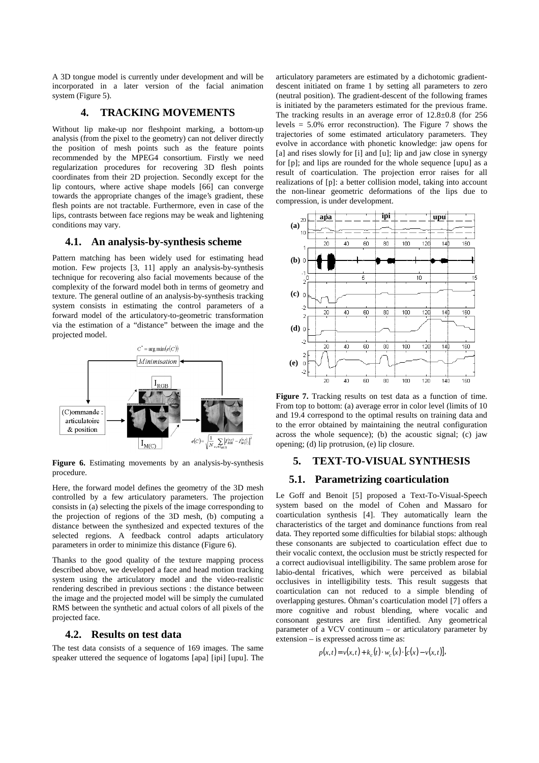A 3D tongue model is currently under development and will be incorporated in a later version of the facial animation system (Figure 5).

# 4. TRACKING MOVEMENTS

Without lip make-up nor fleshpoint marking, a bottom-up analysis (from the pixel to the geometry) can not deliver directly the position of mesh points such as the feature points recommended by the MPEG4 consortium. Firstly we need regularization procedures for recovering 3D flesh points coordinates from their 2D projection. Secondly except for the lip contours, where active shape models [66] can converge towards the appropriate changes of the image's gradient, these flesh points are not tractable. Furthermore, even in case of the lips, contrasts between face regions may be weak and lightening conditions may vary.

## 4.1. An analysis-by-synthesis scheme

Pattern matching has been widely used for estimating head motion. Few projects [3, 11] apply an analysis-by-synthesis technique for recovering also facial movements because of the complexity of the forward model both in terms of geometry and texture. The general outline of an analysis-by-synthesis tracking system consists in estimating the control parameters of a forward model of the articulatory-to-geometric transformation via the estimation of a "distance" between the image and the projected model.

**Figure 6.** Estimating movements by an analysis-by-synthesis procedure.

Here, the forward model defines the geometry of the 3D mesh controlled by a few articulatory parameters. The projection consists in (a) selecting the pixels of the image corresponding to the projection of regions of the 3D mesh, (b) computing a distance between the synthesized and expected textures of the selected regions. A feedback control adapts articulatory parameters in order to minimize this distance (Figure 6).

Thanks to the good quality of the texture mapping process described above, we developed a face and head motion tracking system using the articulatory model and the video-realistic rendering described in previous sections : the distance between the image and the projected model will be simply the cumulated RMS between the synthetic and actual colors of all pixels of the projected face.

## 4.2. Results on test data

The test data consists of a sequence of 169 images. The same speaker uttered the sequence of logatoms [apa] [ipi] [upu]. The articulatory parameters are estimated by a dichotomic gradient-descent initiated on frame 1 by setting all parameters to zero (neutral position). The gradient-descent of the following frames is initiated by the parameters estimated for the previous frame. The tracking results in an average error of 12.8±0.8 (for 256 levels = 5.0% error reconstruction). The Figure 7 shows the trajectories of some estimated articulatory parameters. They evolve in accordance with phonetic knowledge: jaw opens for [a] and rises slowly for [i] and [u]; lip and jaw close in synergy for [p]; and lips are rounded for the whole sequence [upu] as a result of coarticulation. The projection error raises for all realizations of [p]: a better collision model, taking into account the non-linear geometric deformations of the lips due to compression, is under development.

**Figure 7.** Tracking results on test data as a function of time. From top to bottom: (a) average error in color level (limits of 10 and 19.4 correspond to the optimal results on training data and to the error obtained by maintaining the neutral configuration across the whole sequence); (b) the acoustic signal; (c) jaw opening; (d) lip protrusion, (e) lip closure.

# 5. TEXT-TO-VISUAL SYNTHESIS

## 5.1. Parametrizing coarticulation

Le Goff and Benoit [5] proposed a Text-To-Visual-Speech system based on the model of Cohen and Massaro for coarticulation synthesis [4]. They automatically learn the characteristics of the target and dominance functions from real data. They reported some difficulties for bilabial stops: although these consonants are subjected to coarticulation effect due to their vocalic context, the occlusion must be strictly respected for a correct audiovisual intelligibility. The same problem arose for labio-dental fricatives, which were perceived as bilabial occlusives in intelligibility tests. This result suggests that coarticulation can not reduced to a simple blending of overlapping gestures. Öhman's coarticulation model [7] offers a more cognitive and robust blending, where vocalic and consonant gestures are first identified. Any geometrical parameter of a VCV continuum – or articulatory parameter by extension – is expressed across time as:

$$p(x,t) = v(x,t) + k_c(t) \cdot w_c(x) \cdot [c(x) - v(x,t)],$$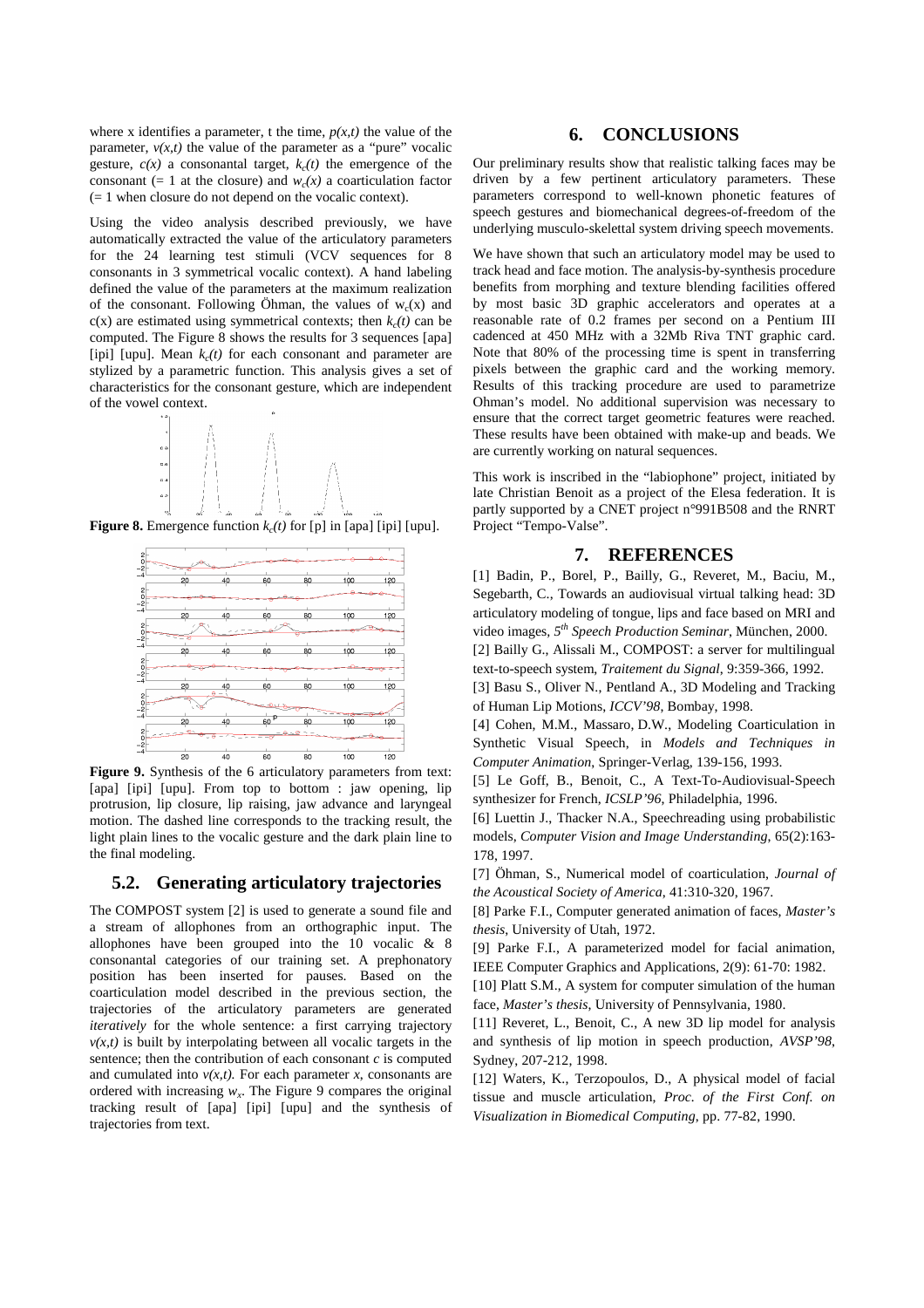where x identifies a parameter, t the time, $p(x,t)$ the value of the parameter, $v(x,t)$ the value of the parameter as a "pure" vocalic gesture, $c(x)$ a consonantal target, $k_c(t)$ the emergence of the consonant (= 1 at the closure) and $w_c(x)$ a coarticulation factor (= 1 when closure do not depend on the vocalic context).

Using the video analysis described previously, we have automatically extracted the value of the articulatory parameters for the 24 learning test stimuli (VCV sequences for 8 consonants in 3 symmetrical vocalic context). A hand labeling defined the value of the parameters at the maximum realization of the consonant. Following Öhman, the values of $w_c(x)$ and $c(x)$ are estimated using symmetrical contexts; then $k_c(t)$ can be computed. The Figure 8 shows the results for 3 sequences [apa] [ipi] [upu]. Mean $k_c(t)$ for each consonant and parameter are stylized by a parametric function. This analysis gives a set of characteristics for the consonant gesture, which are independent of the vowel context.

**Figure 8.** Emergence function $k_c(t)$ for [p] in [apa] [ipi] [upu].

**Figure 9.** Synthesis of the 6 articulatory parameters from text: [apa] [ipi] [upu]. From top to bottom : jaw opening, lip protrusion, lip closure, lip raising, jaw advance and laryngeal motion. The dashed line corresponds to the tracking result, the light plain lines to the vocalic gesture and the dark plain line to the final modeling.

## 5.2. Generating articulatory trajectories

The COMPOST system [2] is used to generate a sound file and a stream of allophones from an orthographic input. The allophones have been grouped into the 10 vocalic & 8 consonantal categories of our training set. A prephonatory position has been inserted for pauses. Based on the coarticulation model described in the previous section, the trajectories of the articulatory parameters are generated *iteratively* for the whole sentence: a first carrying trajectory $v(x,t)$ is built by interpolating between all vocalic targets in the sentence; then the contribution of each consonant $c$ is computed and cumulated into $v(x,t)$. For each parameter $x$, consonants are ordered with increasing $w_x$. The Figure 9 compares the original tracking result of [apa] [ipi] [upu] and the synthesis of trajectories from text.

# 6. CONCLUSIONS

Our preliminary results show that realistic talking faces may be driven by a few pertinent articulatory parameters. These parameters correspond to well-known phonetic features of speech gestures and biomechanical degrees-of-freedom of the underlying musculo-skelettal system driving speech movements.

We have shown that such an articulatory model may be used to track head and face motion. The analysis-by-synthesis procedure benefits from morphing and texture blending facilities offered by most basic 3D graphic accelerators and operates at a reasonable rate of 0.2 frames per second on a Pentium III cadenced at 450 MHz with a 32Mb Riva TNT graphic card. Note that 80% of the processing time is spent in transferring pixels between the graphic card and the working memory. Results of this tracking procedure are used to parametrize Ohman's model. No additional supervision was necessary to ensure that the correct target geometric features were reached. These results have been obtained with make-up and beads. We are currently working on natural sequences.

This work is inscribed in the "labiophone" project, initiated by late Christian Benoit as a project of the Elesa federation. It is partly supported by a CNET project n°991B508 and the RNRT Project "Tempo-Valse".

# 7. REFERENCES

[1] Badin, P., Borel, P., Bailly, G., Reveret, M., Baciu, M., Segebarth, C., Towards an audiovisual virtual talking head: 3D articulatory modeling of tongue, lips and face based on MRI and video images, *5th Speech Production Seminar*, München, 2000.

[2] Bailly G., Alissali M., COMPOST: a server for multilingual text-to-speech system, *Traitement du Signal*, 9:359-366, 1992.

[3] Basu S., Oliver N., Pentland A., 3D Modeling and Tracking of Human Lip Motions, *ICCV'98*, Bombay, 1998.

[4] Cohen, M.M., Massaro, D.W., Modeling Coarticulation in Synthetic Visual Speech, in *Models and Techniques in Computer Animation*, Springer-Verlag, 139-156, 1993.

[5] Le Goff, B., Benoit, C., A Text-To-Audiovisual-Speech synthesizer for French, *ICSLP'96*, Philadelphia, 1996.

[6] Luettin J., Thacker N.A., Speechreading using probabilistic models, *Computer Vision and Image Understanding*, 65(2):163-178, 1997.

[7] Öhman, S., Numerical model of coarticulation, *Journal of the Acoustical Society of America*, 41:310-320, 1967.

[8] Parke F.I., Computer generated animation of faces, *Master's thesis*, University of Utah, 1972.

[9] Parke F.I., A parameterized model for facial animation, IEEE Computer Graphics and Applications, 2(9): 61-70: 1982.

[10] Platt S.M., A system for computer simulation of the human face, *Master's thesis*, University of Pennsylvania, 1980.

[11] Reveret, L., Benoit, C., A new 3D lip model for analysis and synthesis of lip motion in speech production, *AVSP'98*, Sydney, 207-212, 1998.

[12] Waters, K., Terzopoulos, D., A physical model of facial tissue and muscle articulation, *Proc. of the First Conf. on Visualization in Biomedical Computing*, pp. 77-82, 1990.